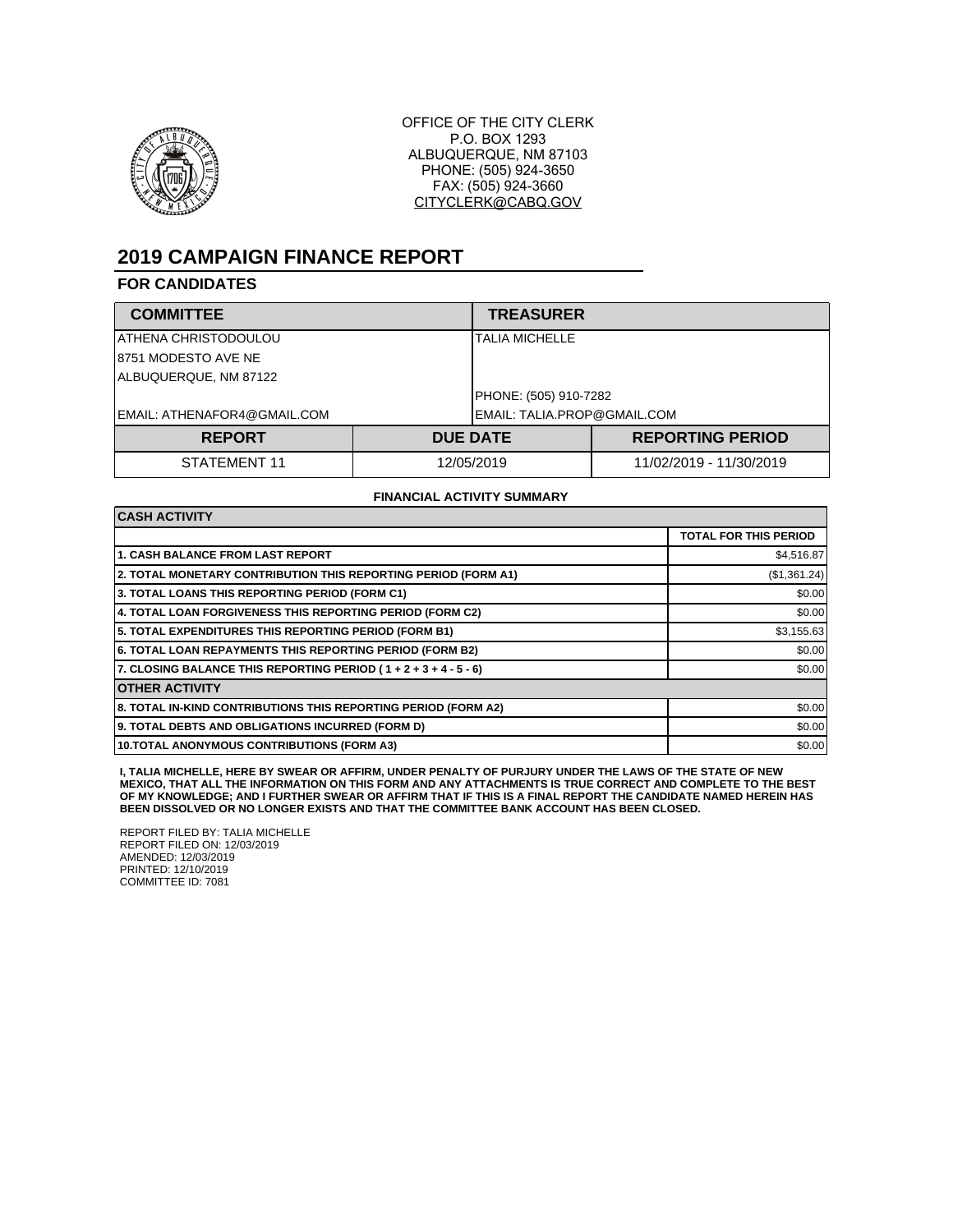OFFICE OF THE CITY CLERK
P.O. BOX 1293
ALBUQUERQUE, NM 87103
PHONE: (505) 924-3650
FAX: (505) 924-3660
CITYCLERK@CABQ.GOV

# 2019 CAMPAIGN FINANCE REPORT

## FOR CANDIDATES

| COMMITTEE | TREASURER |
|---|---|
| ATHENA CHRISTODOULOU | TALIA MICHELLE |
| 8751 MODESTO AVE NE | |
| ALBUQUERQUE, NM 87122 | |
| | PHONE: (505) 910-7282 |
| EMAIL: ATHENAFOR4@GMAIL.COM | EMAIL: TALIA.PROP@GMAIL.COM |

| REPORT | DUE DATE | REPORTING PERIOD |
|---|---|---|
| STATEMENT 11 | 12/05/2019 | 11/02/2019 - 11/30/2019 |

**FINANCIAL ACTIVITY SUMMARY**

| CASH ACTIVITY | |
|---|---|
| | **TOTAL FOR THIS PERIOD** |
| **1. CASH BALANCE FROM LAST REPORT** | $4,516.87 |
| **2. TOTAL MONETARY CONTRIBUTION THIS REPORTING PERIOD (FORM A1)** | ($1,361.24) |
| **3. TOTAL LOANS THIS REPORTING PERIOD (FORM C1)** | $0.00 |
| **4. TOTAL LOAN FORGIVENESS THIS REPORTING PERIOD (FORM C2)** | $0.00 |
| **5. TOTAL EXPENDITURES THIS REPORTING PERIOD (FORM B1)** | $3,155.63 |
| **6. TOTAL LOAN REPAYMENTS THIS REPORTING PERIOD (FORM B2)** | $0.00 |
| **7. CLOSING BALANCE THIS REPORTING PERIOD ( 1 + 2 + 3 + 4 - 5 - 6)** | $0.00 |
| **OTHER ACTIVITY** | |
| **8. TOTAL IN-KIND CONTRIBUTIONS THIS REPORTING PERIOD (FORM A2)** | $0.00 |
| **9. TOTAL DEBTS AND OBLIGATIONS INCURRED (FORM D)** | $0.00 |
| **10.TOTAL ANONYMOUS CONTRIBUTIONS (FORM A3)** | $0.00 |

**I, TALIA MICHELLE, HERE BY SWEAR OR AFFIRM, UNDER PENALTY OF PURJURY UNDER THE LAWS OF THE STATE OF NEW MEXICO, THAT ALL THE INFORMATION ON THIS FORM AND ANY ATTACHMENTS IS TRUE CORRECT AND COMPLETE TO THE BEST OF MY KNOWLEDGE; AND I FURTHER SWEAR OR AFFIRM THAT IF THIS IS A FINAL REPORT THE CANDIDATE NAMED HEREIN HAS BEEN DISSOLVED OR NO LONGER EXISTS AND THAT THE COMMITTEE BANK ACCOUNT HAS BEEN CLOSED.**

REPORT FILED BY: TALIA MICHELLE
REPORT FILED ON: 12/03/2019
AMENDED: 12/03/2019
PRINTED: 12/10/2019
COMMITTEE ID: 7081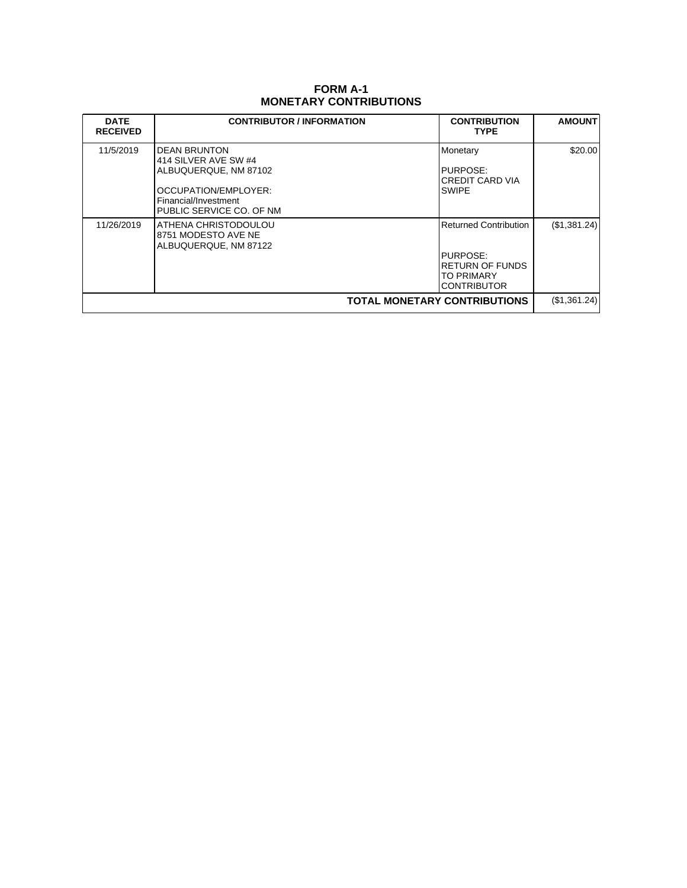# FORM A-1
# MONETARY CONTRIBUTIONS

| DATE RECEIVED | CONTRIBUTOR / INFORMATION | CONTRIBUTION TYPE | AMOUNT |
|---|---|---|---|
| 11/5/2019 | DEAN BRUNTON<br>414 SILVER AVE SW #4<br>ALBUQUERQUE, NM 87102<br><br>OCCUPATION/EMPLOYER:<br>Financial/Investment<br>PUBLIC SERVICE CO. OF NM | Monetary<br><br>PURPOSE:<br>CREDIT CARD VIA SWIPE | $20.00 |
| 11/26/2019 | ATHENA CHRISTODOULOU<br>8751 MODESTO AVE NE<br>ALBUQUERQUE, NM 87122 | Returned Contribution<br><br>PURPOSE:<br>RETURN OF FUNDS TO PRIMARY CONTRIBUTOR | ($1,381.24) |
| | | **TOTAL MONETARY CONTRIBUTIONS** | ($1,361.24) |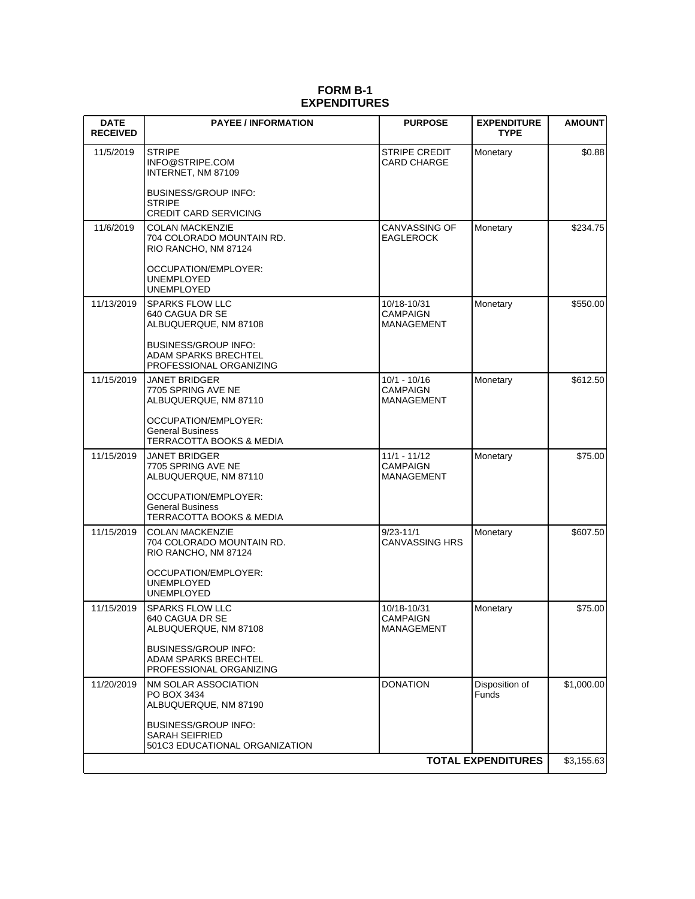# FORM B-1
# EXPENDITURES

| DATE RECEIVED | PAYEE / INFORMATION | PURPOSE | EXPENDITURE TYPE | AMOUNT |
|---|---|---|---|---|
| 11/5/2019 | STRIPE<br>INFO@STRIPE.COM<br>INTERNET, NM 87109<br><br>BUSINESS/GROUP INFO:<br>STRIPE<br>CREDIT CARD SERVICING | STRIPE CREDIT CARD CHARGE | Monetary | $0.88 |
| 11/6/2019 | COLAN MACKENZIE<br>704 COLORADO MOUNTAIN RD.<br>RIO RANCHO, NM 87124<br><br>OCCUPATION/EMPLOYER:<br>UNEMPLOYED<br>UNEMPLOYED | CANVASSING OF EAGLEROCK | Monetary | $234.75 |
| 11/13/2019 | SPARKS FLOW LLC<br>640 CAGUA DR SE<br>ALBUQUERQUE, NM 87108<br><br>BUSINESS/GROUP INFO:<br>ADAM SPARKS BRECHTEL<br>PROFESSIONAL ORGANIZING | 10/18-10/31 CAMPAIGN MANAGEMENT | Monetary | $550.00 |
| 11/15/2019 | JANET BRIDGER<br>7705 SPRING AVE NE<br>ALBUQUERQUE, NM 87110<br><br>OCCUPATION/EMPLOYER:<br>General Business<br>TERRACOTTA BOOKS & MEDIA | 10/1 - 10/16 CAMPAIGN MANAGEMENT | Monetary | $612.50 |
| 11/15/2019 | JANET BRIDGER<br>7705 SPRING AVE NE<br>ALBUQUERQUE, NM 87110<br><br>OCCUPATION/EMPLOYER:<br>General Business<br>TERRACOTTA BOOKS & MEDIA | 11/1 - 11/12 CAMPAIGN MANAGEMENT | Monetary | $75.00 |
| 11/15/2019 | COLAN MACKENZIE<br>704 COLORADO MOUNTAIN RD.<br>RIO RANCHO, NM 87124<br><br>OCCUPATION/EMPLOYER:<br>UNEMPLOYED<br>UNEMPLOYED | 9/23-11/1 CANVASSING HRS | Monetary | $607.50 |
| 11/15/2019 | SPARKS FLOW LLC<br>640 CAGUA DR SE<br>ALBUQUERQUE, NM 87108<br><br>BUSINESS/GROUP INFO:<br>ADAM SPARKS BRECHTEL<br>PROFESSIONAL ORGANIZING | 10/18-10/31 CAMPAIGN MANAGEMENT | Monetary | $75.00 |
| 11/20/2019 | NM SOLAR ASSOCIATION<br>PO BOX 3434<br>ALBUQUERQUE, NM 87190<br><br>BUSINESS/GROUP INFO:<br>SARAH SEIFRIED<br>501C3 EDUCATIONAL ORGANIZATION | DONATION | Disposition of Funds | $1,000.00 |
| | | | **TOTAL EXPENDITURES** | $3,155.63 |